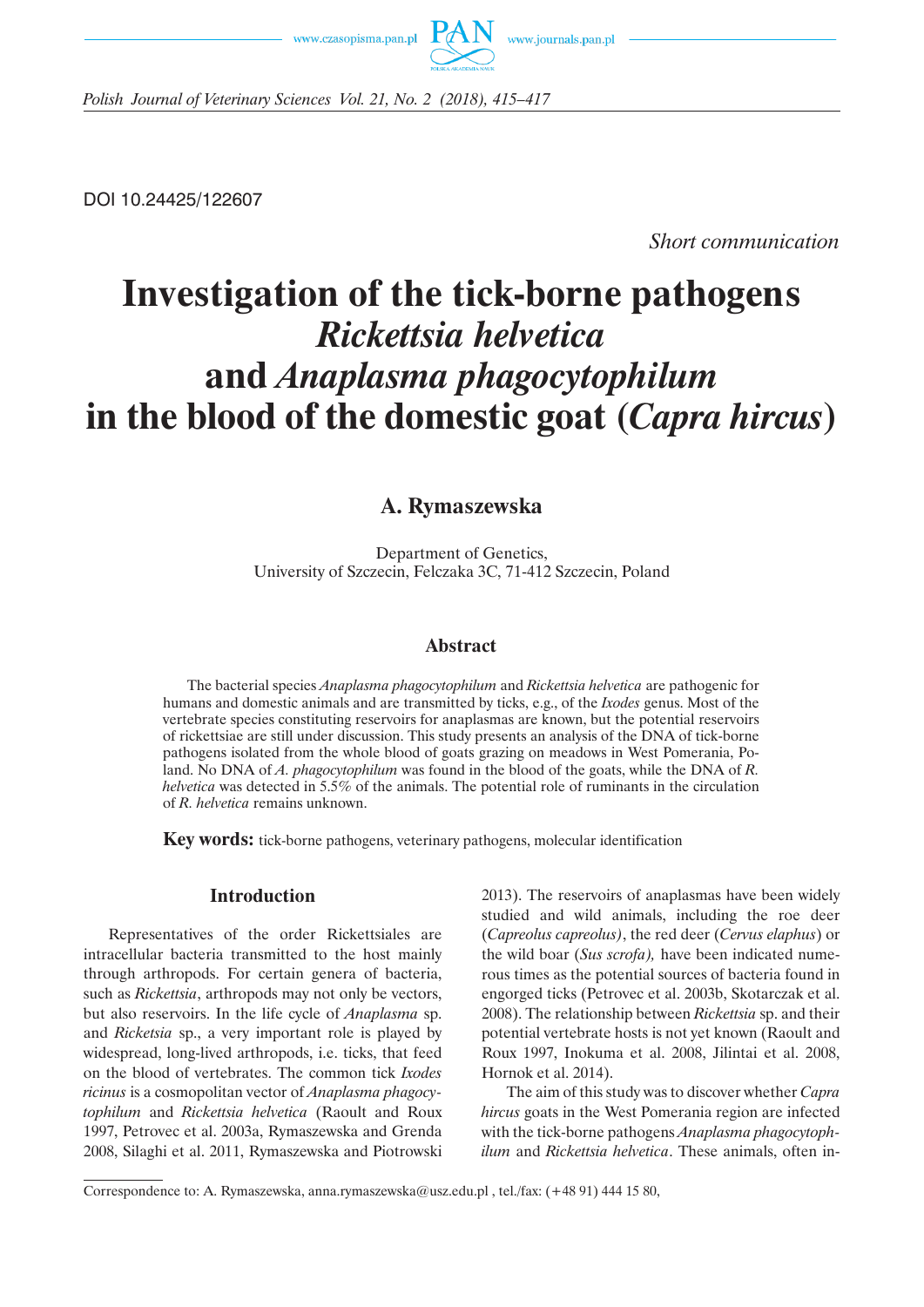DOI 10.24425/122607

*Short communication*

# Investigation of the tick-borne pathogens *Rickettsia helvetica* and *Anaplasma phagocytophilum* in the blood of the domestic goat (*Capra hircus*)

**A. Rymaszewska**

Department of Genetics,
University of Szczecin, Felczaka 3C, 71-412 Szczecin, Poland

## Abstract

The bacterial species *Anaplasma phagocytophilum* and *Rickettsia helvetica* are pathogenic for humans and domestic animals and are transmitted by ticks, e.g., of the *Ixodes* genus. Most of the vertebrate species constituting reservoirs for anaplasmas are known, but the potential reservoirs of rickettsiae are still under discussion. This study presents an analysis of the DNA of tick-borne pathogens isolated from the whole blood of goats grazing on meadows in West Pomerania, Poland. No DNA of *A. phagocytophilum* was found in the blood of the goats, while the DNA of *R. helvetica* was detected in 5.5% of the animals. The potential role of ruminants in the circulation of *R. helvetica* remains unknown.

**Key words:** tick-borne pathogens, veterinary pathogens, molecular identification

## Introduction

Representatives of the order Rickettsiales are intracellular bacteria transmitted to the host mainly through arthropods. For certain genera of bacteria, such as *Rickettsia*, arthropods may not only be vectors, but also reservoirs. In the life cycle of *Anaplasma* sp. and *Ricketsia* sp., a very important role is played by widespread, long-lived arthropods, i.e. ticks, that feed on the blood of vertebrates. The common tick *Ixodes ricinus* is a cosmopolitan vector of *Anaplasma phagocytophilum* and *Rickettsia helvetica* (Raoult and Roux 1997, Petrovec et al. 2003a, Rymaszewska and Grenda 2008, Silaghi et al. 2011, Rymaszewska and Piotrowski 2013). The reservoirs of anaplasmas have been widely studied and wild animals, including the roe deer (*Capreolus capreolus)*, the red deer (*Cervus elaphus*) or the wild boar (*Sus scrofa),* have been indicated numerous times as the potential sources of bacteria found in engorged ticks (Petrovec et al. 2003b, Skotarczak et al. 2008). The relationship between *Rickettsia* sp. and their potential vertebrate hosts is not yet known (Raoult and Roux 1997, Inokuma et al. 2008, Jilintai et al. 2008, Hornok et al. 2014).

The aim of this study was to discover whether *Capra hircus* goats in the West Pomerania region are infected with the tick-borne pathogens *Anaplasma phagocytophilum* and *Rickettsia helvetica*. These animals, often in-

---

Correspondence to: A. Rymaszewska, anna.rymaszewska@usz.edu.pl , tel./fax: (+48 91) 444 15 80,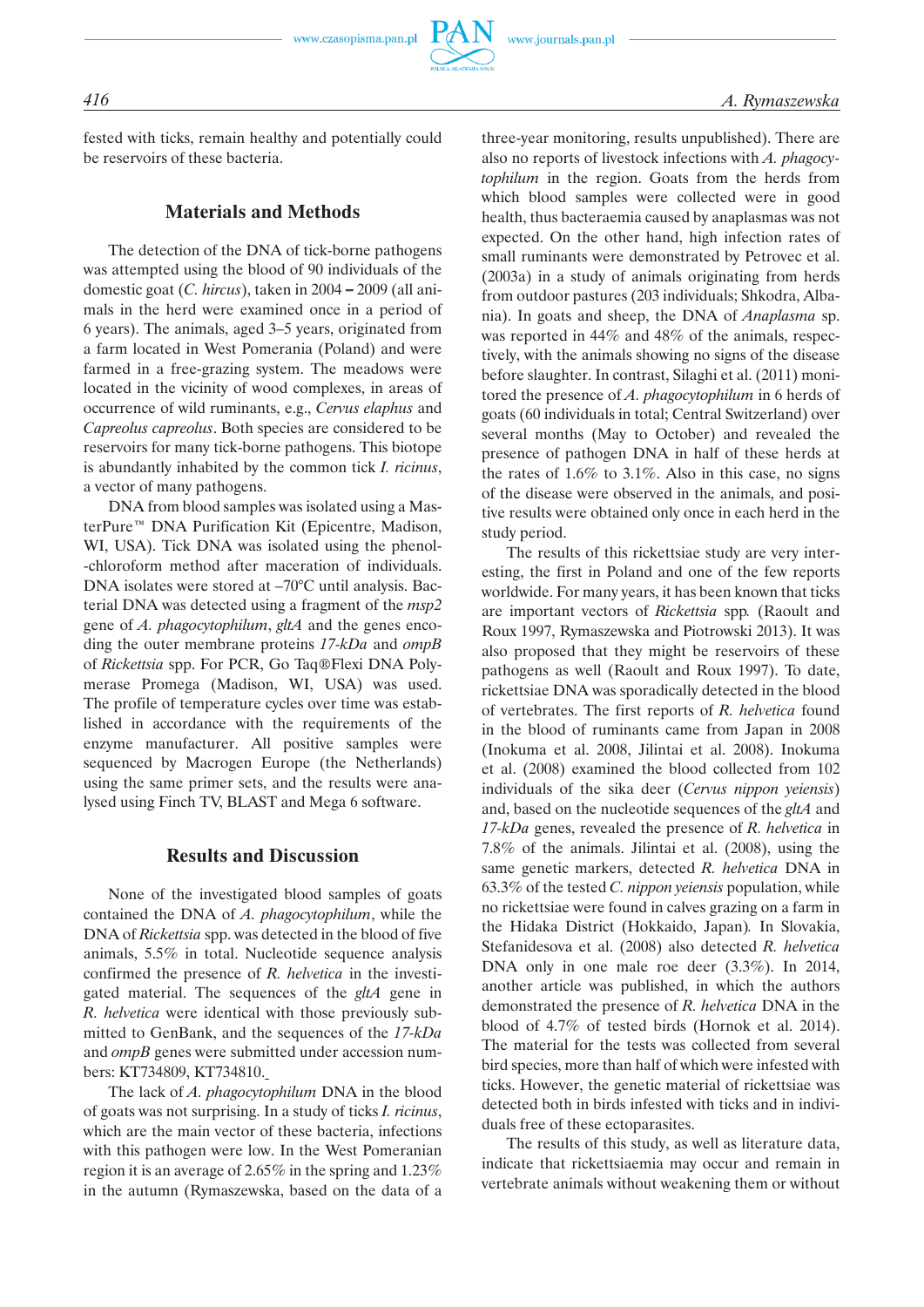fested with ticks, remain healthy and potentially could be reservoirs of these bacteria.

## Materials and Methods

The detection of the DNA of tick-borne pathogens was attempted using the blood of 90 individuals of the domestic goat (*C. hircus*), taken in 2004 – 2009 (all animals in the herd were examined once in a period of 6 years). The animals, aged 3–5 years, originated from a farm located in West Pomerania (Poland) and were farmed in a free-grazing system. The meadows were located in the vicinity of wood complexes, in areas of occurrence of wild ruminants, e.g., *Cervus elaphus* and *Capreolus capreolus*. Both species are considered to be reservoirs for many tick-borne pathogens. This biotope is abundantly inhabited by the common tick *I. ricinus*, a vector of many pathogens.

DNA from blood samples was isolated using a MasterPure™ DNA Purification Kit (Epicentre, Madison, WI, USA). Tick DNA was isolated using the phenol-chloroform method after maceration of individuals. DNA isolates were stored at –70°C until analysis. Bacterial DNA was detected using a fragment of the *msp2* gene of *A. phagocytophilum*, *gltA* and the genes encoding the outer membrane proteins *17-kDa* and *ompB* of *Rickettsia* spp. For PCR, Go Taq®Flexi DNA Polymerase Promega (Madison, WI, USA) was used. The profile of temperature cycles over time was established in accordance with the requirements of the enzyme manufacturer. All positive samples were sequenced by Macrogen Europe (the Netherlands) using the same primer sets, and the results were analysed using Finch TV, BLAST and Mega 6 software.

## Results and Discussion

None of the investigated blood samples of goats contained the DNA of *A. phagocytophilum*, while the DNA of *Rickettsia* spp. was detected in the blood of five animals, 5.5% in total. Nucleotide sequence analysis confirmed the presence of *R. helvetica* in the investigated material. The sequences of the *gltA* gene in *R. helvetica* were identical with those previously submitted to GenBank, and the sequences of the *17-kDa* and *ompB* genes were submitted under accession numbers: KT734809, KT734810.

The lack of *A. phagocytophilum* DNA in the blood of goats was not surprising. In a study of ticks *I. ricinus*, which are the main vector of these bacteria, infections with this pathogen were low. In the West Pomeranian region it is an average of 2.65% in the spring and 1.23% in the autumn (Rymaszewska, based on the data of a three-year monitoring, results unpublished). There are also no reports of livestock infections with *A. phagocytophilum* in the region. Goats from the herds from which blood samples were collected were in good health, thus bacteraemia caused by anaplasmas was not expected. On the other hand, high infection rates of small ruminants were demonstrated by Petrovec et al. (2003a) in a study of animals originating from herds from outdoor pastures (203 individuals; Shkodra, Albania). In goats and sheep, the DNA of *Anaplasma* sp. was reported in 44% and 48% of the animals, respectively, with the animals showing no signs of the disease before slaughter. In contrast, Silaghi et al. (2011) monitored the presence of *A. phagocytophilum* in 6 herds of goats (60 individuals in total; Central Switzerland) over several months (May to October) and revealed the presence of pathogen DNA in half of these herds at the rates of 1.6% to 3.1%. Also in this case, no signs of the disease were observed in the animals, and positive results were obtained only once in each herd in the study period.

The results of this rickettsiae study are very interesting, the first in Poland and one of the few reports worldwide. For many years, it has been known that ticks are important vectors of *Rickettsia* spp. (Raoult and Roux 1997, Rymaszewska and Piotrowski 2013). It was also proposed that they might be reservoirs of these pathogens as well (Raoult and Roux 1997). To date, rickettsiae DNA was sporadically detected in the blood of vertebrates. The first reports of *R. helvetica* found in the blood of ruminants came from Japan in 2008 (Inokuma et al. 2008, Jilintai et al. 2008). Inokuma et al. (2008) examined the blood collected from 102 individuals of the sika deer (*Cervus nippon yeiensis*) and, based on the nucleotide sequences of the *gltA* and *17-kDa* genes, revealed the presence of *R. helvetica* in 7.8% of the animals. Jilintai et al. (2008), using the same genetic markers, detected *R. helvetica* DNA in 63.3% of the tested *C. nippon yeiensis* population, while no rickettsiae were found in calves grazing on a farm in the Hidaka District (Hokkaido, Japan). In Slovakia, Stefanidesova et al. (2008) also detected *R. helvetica* DNA only in one male roe deer (3.3%). In 2014, another article was published, in which the authors demonstrated the presence of *R. helvetica* DNA in the blood of 4.7% of tested birds (Hornok et al. 2014). The material for the tests was collected from several bird species, more than half of which were infested with ticks. However, the genetic material of rickettsiae was detected both in birds infested with ticks and in individuals free of these ectoparasites.

The results of this study, as well as literature data, indicate that rickettsiaemia may occur and remain in vertebrate animals without weakening them or without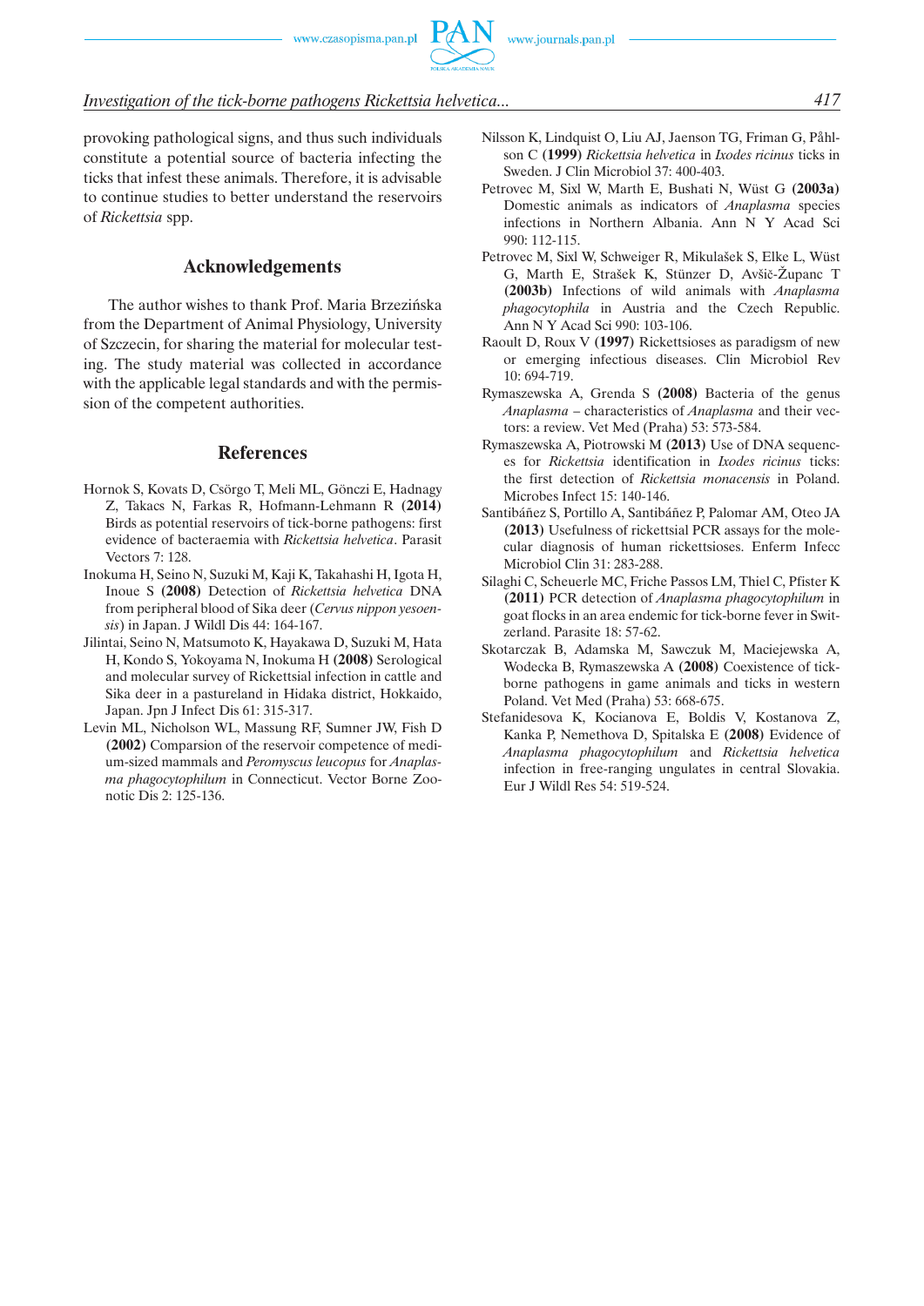provoking pathological signs, and thus such individuals constitute a potential source of bacteria infecting the ticks that infest these animals. Therefore, it is advisable to continue studies to better understand the reservoirs of *Rickettsia* spp.

## Acknowledgements

The author wishes to thank Prof. Maria Brzezińska from the Department of Animal Physiology, University of Szczecin, for sharing the material for molecular testing. The study material was collected in accordance with the applicable legal standards and with the permission of the competent authorities.

## References

Hornok S, Kovats D, Csörgo T, Meli ML, Gönczi E, Hadnagy Z, Takacs N, Farkas R, Hofmann-Lehmann R **(2014)** Birds as potential reservoirs of tick-borne pathogens: first evidence of bacteraemia with *Rickettsia helvetica*. Parasit Vectors 7: 128.

Inokuma H, Seino N, Suzuki M, Kaji K, Takahashi H, Igota H, Inoue S **(2008)** Detection of *Rickettsia helvetica* DNA from peripheral blood of Sika deer (*Cervus nippon yesoensis*) in Japan. J Wildl Dis 44: 164-167.

Jilintai, Seino N, Matsumoto K, Hayakawa D, Suzuki M, Hata H, Kondo S, Yokoyama N, Inokuma H **(2008)** Serological and molecular survey of Rickettsial infection in cattle and Sika deer in a pastureland in Hidaka district, Hokkaido, Japan. Jpn J Infect Dis 61: 315-317.

Levin ML, Nicholson WL, Massung RF, Sumner JW, Fish D **(2002)** Comparsion of the reservoir competence of medium-sized mammals and *Peromyscus leucopus* for *Anaplasma phagocytophilum* in Connecticut. Vector Borne Zoonotic Dis 2: 125-136.

Nilsson K, Lindquist O, Liu AJ, Jaenson TG, Friman G, Påhlson C **(1999)** *Rickettsia helvetica* in *Ixodes ricinus* ticks in Sweden. J Clin Microbiol 37: 400-403.

Petrovec M, Sixl W, Marth E, Bushati N, Wüst G **(2003a)** Domestic animals as indicators of *Anaplasma* species infections in Northern Albania. Ann N Y Acad Sci 990: 112-115.

Petrovec M, Sixl W, Schweiger R, Mikulašek S, Elke L, Wüst G, Marth E, Strašek K, Stünzer D, Avšič-Županc T **(2003b)** Infections of wild animals with *Anaplasma phagocytophila* in Austria and the Czech Republic. Ann N Y Acad Sci 990: 103-106.

Raoult D, Roux V **(1997)** Rickettsioses as paradigsm of new or emerging infectious diseases. Clin Microbiol Rev 10: 694-719.

Rymaszewska A, Grenda S **(2008)** Bacteria of the genus *Anaplasma* – characteristics of *Anaplasma* and their vectors: a review. Vet Med (Praha) 53: 573-584.

Rymaszewska A, Piotrowski M **(2013)** Use of DNA sequences for *Rickettsia* identification in *Ixodes ricinus* ticks: the first detection of *Rickettsia monacensis* in Poland. Microbes Infect 15: 140-146.

Santibáñez S, Portillo A, Santibáñez P, Palomar AM, Oteo JA **(2013)** Usefulness of rickettsial PCR assays for the molecular diagnosis of human rickettsioses. Enferm Infecc Microbiol Clin 31: 283-288.

Silaghi C, Scheuerle MC, Friche Passos LM, Thiel C, Pfister K **(2011)** PCR detection of *Anaplasma phagocytophilum* in goat flocks in an area endemic for tick-borne fever in Switzerland. Parasite 18: 57-62.

Skotarczak B, Adamska M, Sawczuk M, Maciejewska A, Wodecka B, Rymaszewska A **(2008)** Coexistence of tick-borne pathogens in game animals and ticks in western Poland. Vet Med (Praha) 53: 668-675.

Stefanidesova K, Kocianova E, Boldis V, Kostanova Z, Kanka P, Nemethova D, Spitalska E **(2008)** Evidence of *Anaplasma phagocytophilum* and *Rickettsia helvetica* infection in free-ranging ungulates in central Slovakia. Eur J Wildl Res 54: 519-524.